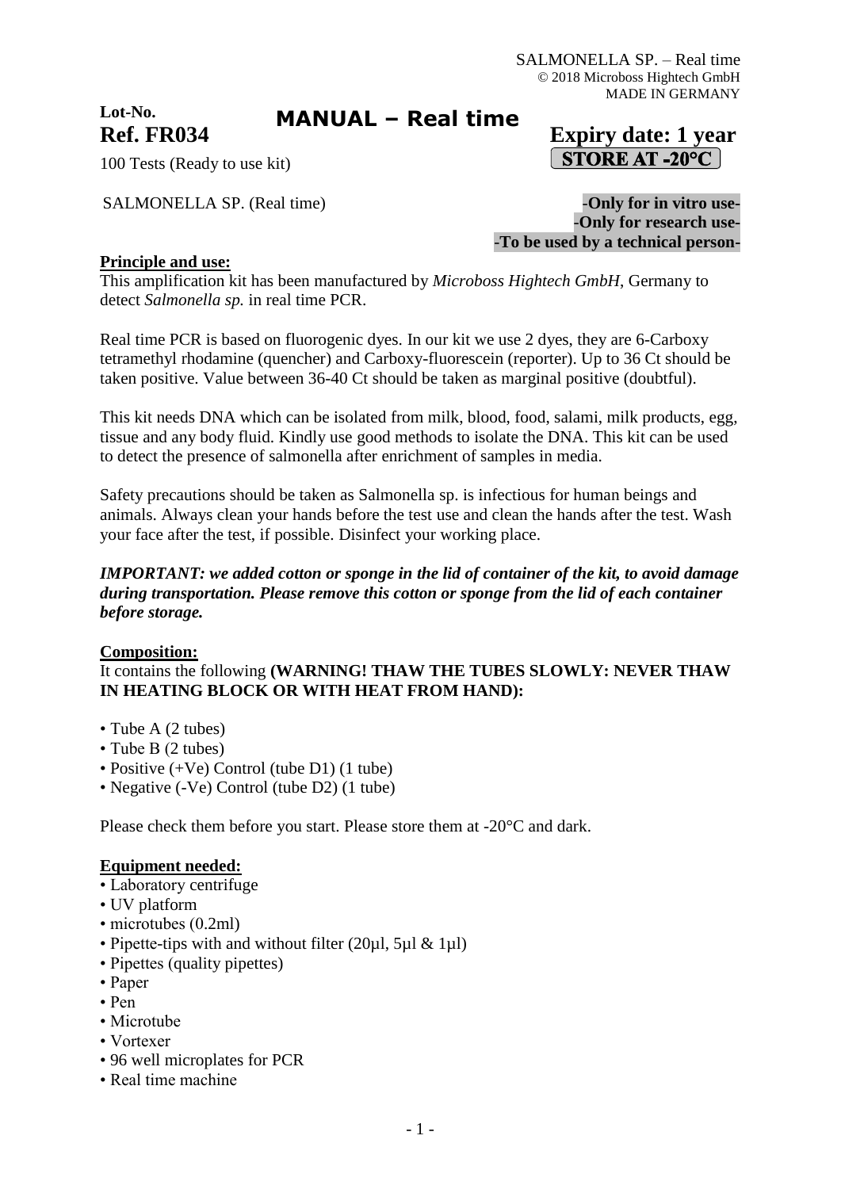SALMONELLA SP. – Real time
© 2018 Microboss Hightech GmbH
MADE IN GERMANY

**Lot-No.**

**Ref. FR034**

# MANUAL – Real time

**Expiry date: 1 year**

**STORE AT -20°C**

100 Tests (Ready to use kit)

SALMONELLA SP. (Real time)

**-Only for in vitro use-**
**-Only for research use-**
**-To be used by a technical person-**

## Principle and use:

This amplification kit has been manufactured by *Microboss Hightech GmbH*, Germany to detect *Salmonella sp.* in real time PCR.

Real time PCR is based on fluorogenic dyes. In our kit we use 2 dyes, they are 6-Carboxy tetramethyl rhodamine (quencher) and Carboxy-fluorescein (reporter). Up to 36 Ct should be taken positive. Value between 36-40 Ct should be taken as marginal positive (doubtful).

This kit needs DNA which can be isolated from milk, blood, food, salami, milk products, egg, tissue and any body fluid. Kindly use good methods to isolate the DNA. This kit can be used to detect the presence of salmonella after enrichment of samples in media.

Safety precautions should be taken as Salmonella sp. is infectious for human beings and animals. Always clean your hands before the test use and clean the hands after the test. Wash your face after the test, if possible. Disinfect your working place.

***IMPORTANT: we added cotton or sponge in the lid of container of the kit, to avoid damage during transportation. Please remove this cotton or sponge from the lid of each container before storage.***

## Composition:

It contains the following **(WARNING! THAW THE TUBES SLOWLY: NEVER THAW IN HEATING BLOCK OR WITH HEAT FROM HAND):**

- Tube A (2 tubes)
- Tube B (2 tubes)
- Positive (+Ve) Control (tube D1) (1 tube)
- Negative (-Ve) Control (tube D2) (1 tube)

Please check them before you start. Please store them at -20°C and dark.

## Equipment needed:

- Laboratory centrifuge
- UV platform
- microtubes (0.2ml)
- Pipette-tips with and without filter (20µl, 5µl & 1µl)
- Pipettes (quality pipettes)
- Paper
- Pen
- Microtube
- Vortexer
- 96 well microplates for PCR
- Real time machine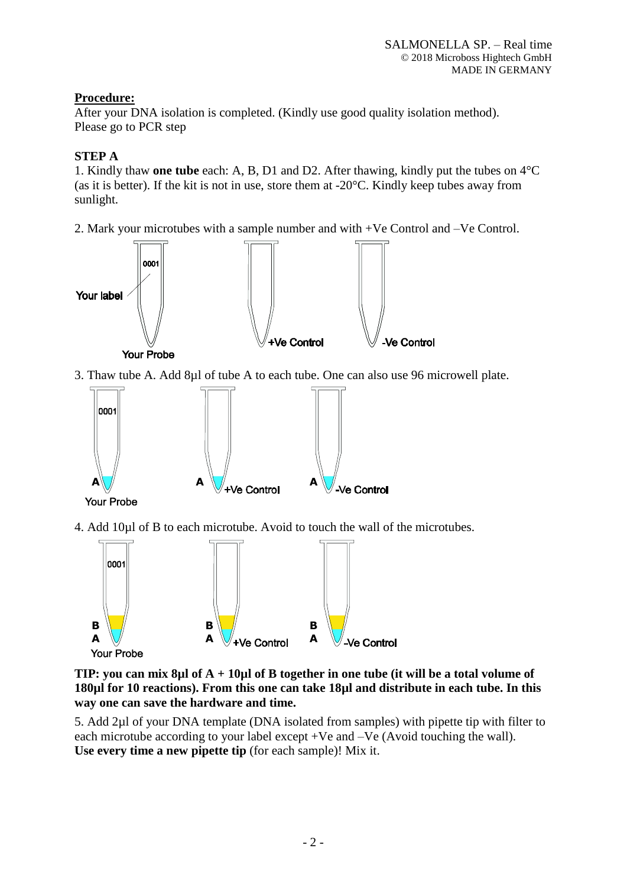**Procedure:**

After your DNA isolation is completed. (Kindly use good quality isolation method). Please go to PCR step

**STEP A**

1. Kindly thaw **one tube** each: A, B, D1 and D2. After thawing, kindly put the tubes on 4°C (as it is better). If the kit is not in use, store them at -20°C. Kindly keep tubes away from sunlight.

2. Mark your microtubes with a sample number and with +Ve Control and –Ve Control.

3. Thaw tube A. Add 8µl of tube A to each tube. One can also use 96 microwell plate.

4. Add 10µl of B to each microtube. Avoid to touch the wall of the microtubes.

**TIP: you can mix 8µl of A + 10µl of B together in one tube (it will be a total volume of 180µl for 10 reactions). From this one can take 18µl and distribute in each tube. In this way one can save the hardware and time.**

5. Add 2µl of your DNA template (DNA isolated from samples) with pipette tip with filter to each microtube according to your label except +Ve and –Ve (Avoid touching the wall). **Use every time a new pipette tip** (for each sample)! Mix it.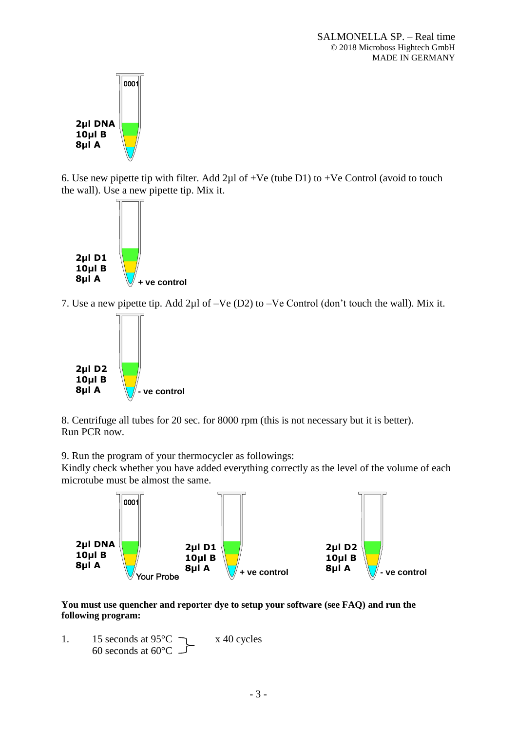2µl DNA
10µl B
8µl A

6. Use new pipette tip with filter. Add 2µl of +Ve (tube D1) to +Ve Control (avoid to touch the wall). Use a new pipette tip. Mix it.

2µl D1
10µl B
8µl A
+ ve control

7. Use a new pipette tip. Add 2µl of –Ve (D2) to –Ve Control (don't touch the wall). Mix it.

2µl D2
10µl B
8µl A
- ve control

8. Centrifuge all tubes for 20 sec. for 8000 rpm (this is not necessary but it is better).
Run PCR now.

9. Run the program of your thermocycler as followings:
Kindly check whether you have added everything correctly as the level of the volume of each microtube must be almost the same.

| Your Probe | + ve control | - ve control |
|---|---|---|
| 2µl DNA | 2µl D1 | 2µl D2 |
| 10µl B | 10µl B | 10µl B |
| 8µl A | 8µl A | 8µl A |

**You must use quencher and reporter dye to setup your software (see FAQ) and run the following program:**

1. 15 seconds at 95°C
   60 seconds at 60°C
   x 40 cycles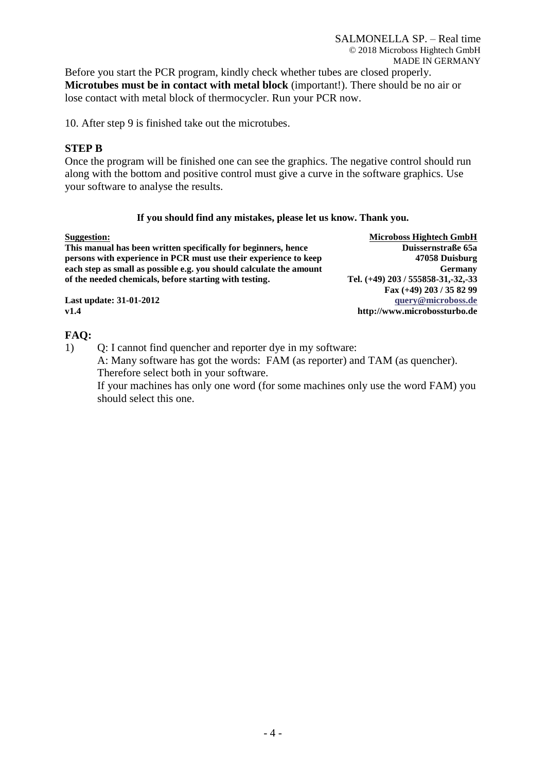Before you start the PCR program, kindly check whether tubes are closed properly. **Microtubes must be in contact with metal block** (important!). There should be no air or lose contact with metal block of thermocycler. Run your PCR now.

10. After step 9 is finished take out the microtubes.

### STEP B

Once the program will be finished one can see the graphics. The negative control should run along with the bottom and positive control must give a curve in the software graphics. Use your software to analyse the results.

**If you should find any mistakes, please let us know. Thank you.**

**Suggestion:**
**This manual has been written specifically for beginners, hence persons with experience in PCR must use their experience to keep each step as small as possible e.g. you should calculate the amount of the needed chemicals, before starting with testing.**

**Last update: 31-01-2012**
**v1.4**

**Microboss Hightech GmbH**
**Duissernstraße 65a**
**47058 Duisburg**
**Germany**
**Tel. (+49) 203 / 555858-31,-32,-33**
**Fax (+49) 203 / 35 82 99**
**query@microboss.de**
**http://www.microbossturbo.de**

### FAQ:

1) Q: I cannot find quencher and reporter dye in my software:
   A: Many software has got the words: FAM (as reporter) and TAM (as quencher). Therefore select both in your software.
   If your machines has only one word (for some machines only use the word FAM) you should select this one.